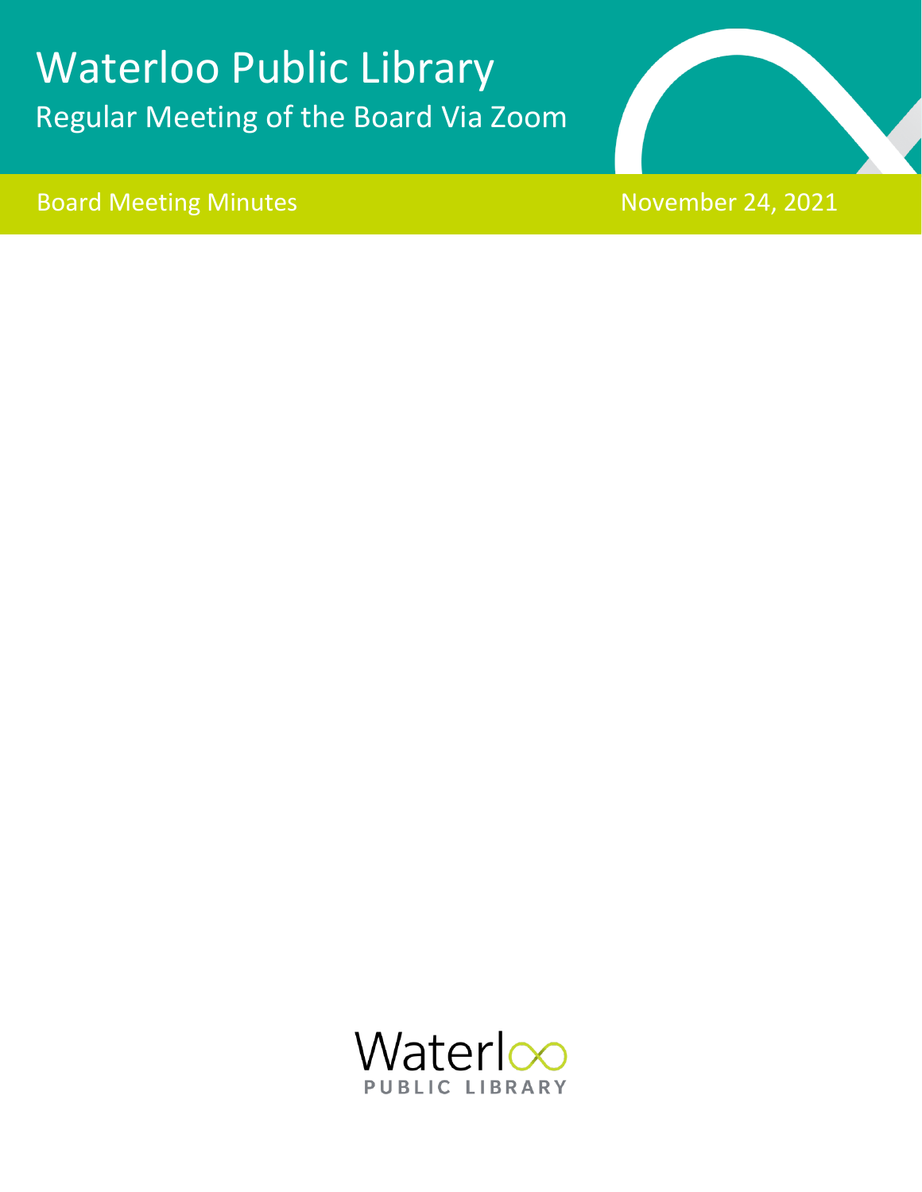# Waterloo Public Library

## Regular Meeting of the Board Via Zoom

Board Meeting Minutes

November 24, 2021

Waterloo
PUBLIC LIBRARY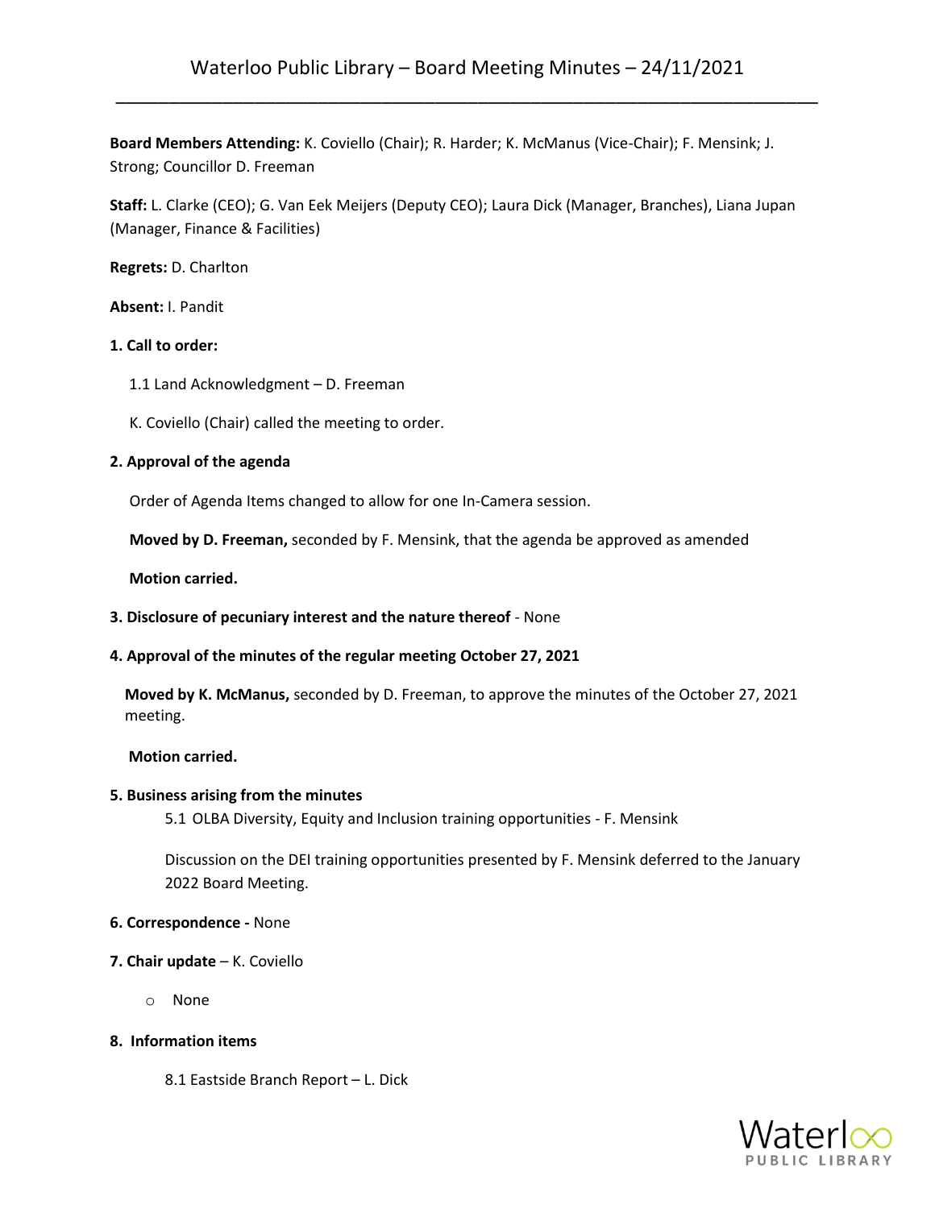# Waterloo Public Library – Board Meeting Minutes – 24/11/2021

**Board Members Attending:** K. Coviello (Chair); R. Harder; K. McManus (Vice-Chair); F. Mensink; J. Strong; Councillor D. Freeman

**Staff:** L. Clarke (CEO); G. Van Eek Meijers (Deputy CEO); Laura Dick (Manager, Branches), Liana Jupan (Manager, Finance & Facilities)

**Regrets:** D. Charlton

**Absent:** I. Pandit

**1. Call to order:**

1.1 Land Acknowledgment – D. Freeman

K. Coviello (Chair) called the meeting to order.

**2. Approval of the agenda**

Order of Agenda Items changed to allow for one In-Camera session.

**Moved by D. Freeman,** seconded by F. Mensink, that the agenda be approved as amended

**Motion carried.**

**3. Disclosure of pecuniary interest and the nature thereof** - None

**4. Approval of the minutes of the regular meeting October 27, 2021**

**Moved by K. McManus,** seconded by D. Freeman, to approve the minutes of the October 27, 2021 meeting.

**Motion carried.**

**5. Business arising from the minutes**

5.1 OLBA Diversity, Equity and Inclusion training opportunities - F. Mensink

Discussion on the DEI training opportunities presented by F. Mensink deferred to the January 2022 Board Meeting.

**6. Correspondence -** None

**7. Chair update** – K. Coviello

- None

**8. Information items**

8.1 Eastside Branch Report – L. Dick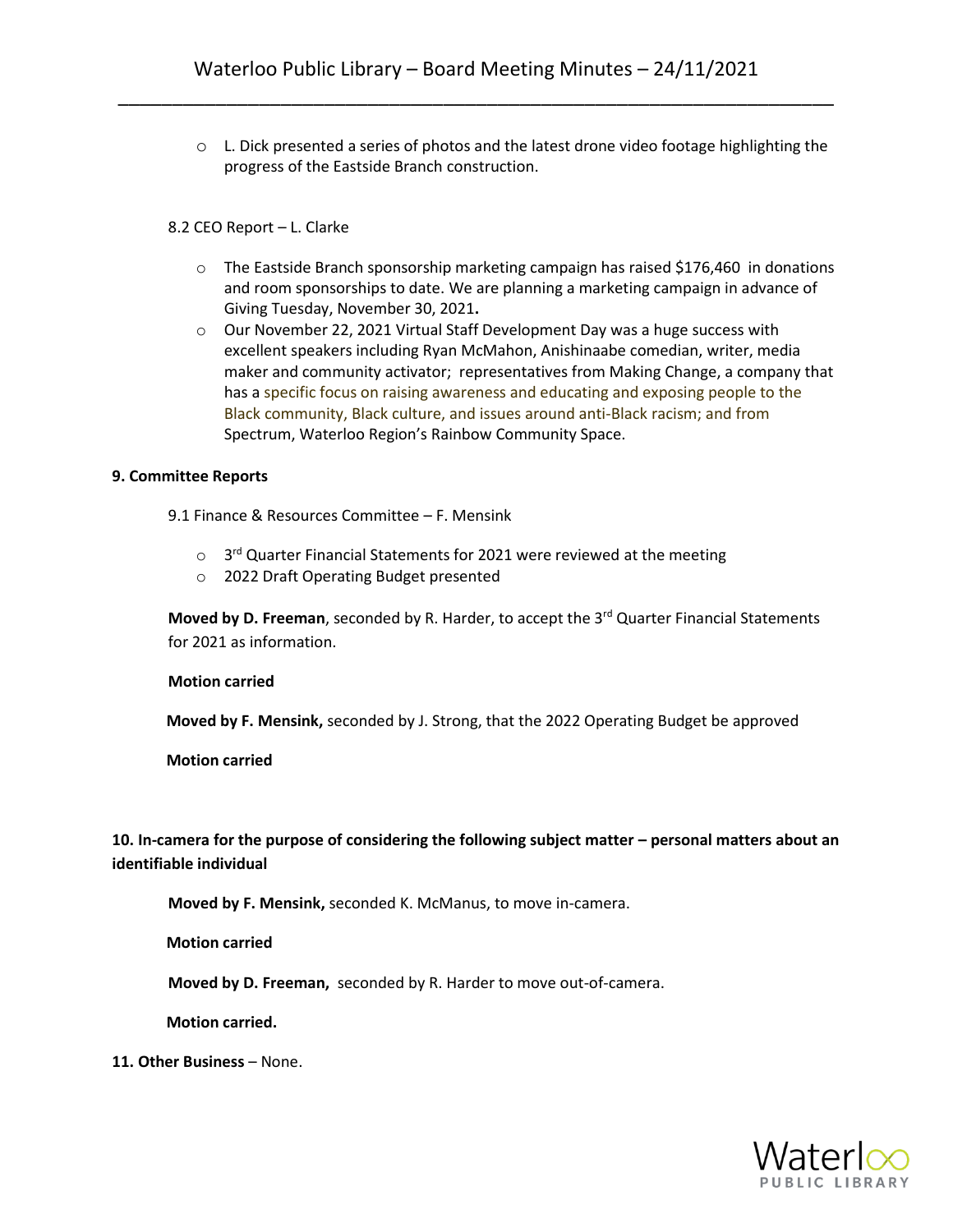- L. Dick presented a series of photos and the latest drone video footage highlighting the progress of the Eastside Branch construction.

8.2 CEO Report – L. Clarke

- The Eastside Branch sponsorship marketing campaign has raised $176,460 in donations and room sponsorships to date. We are planning a marketing campaign in advance of Giving Tuesday, November 30, 2021**.**
- Our November 22, 2021 Virtual Staff Development Day was a huge success with excellent speakers including Ryan McMahon, Anishinaabe comedian, writer, media maker and community activator; representatives from Making Change, a company that has a specific focus on raising awareness and educating and exposing people to the Black community, Black culture, and issues around anti-Black racism; and from Spectrum, Waterloo Region's Rainbow Community Space.

**9. Committee Reports**

9.1 Finance & Resources Committee – F. Mensink

- 3rd Quarter Financial Statements for 2021 were reviewed at the meeting
- 2022 Draft Operating Budget presented

**Moved by D. Freeman**, seconded by R. Harder, to accept the 3rd Quarter Financial Statements for 2021 as information.

**Motion carried**

**Moved by F. Mensink,** seconded by J. Strong, that the 2022 Operating Budget be approved

**Motion carried**

**10. In-camera for the purpose of considering the following subject matter – personal matters about an identifiable individual**

**Moved by F. Mensink,** seconded K. McManus, to move in-camera.

**Motion carried**

**Moved by D. Freeman,** seconded by R. Harder to move out-of-camera.

**Motion carried.**

**11. Other Business** – None.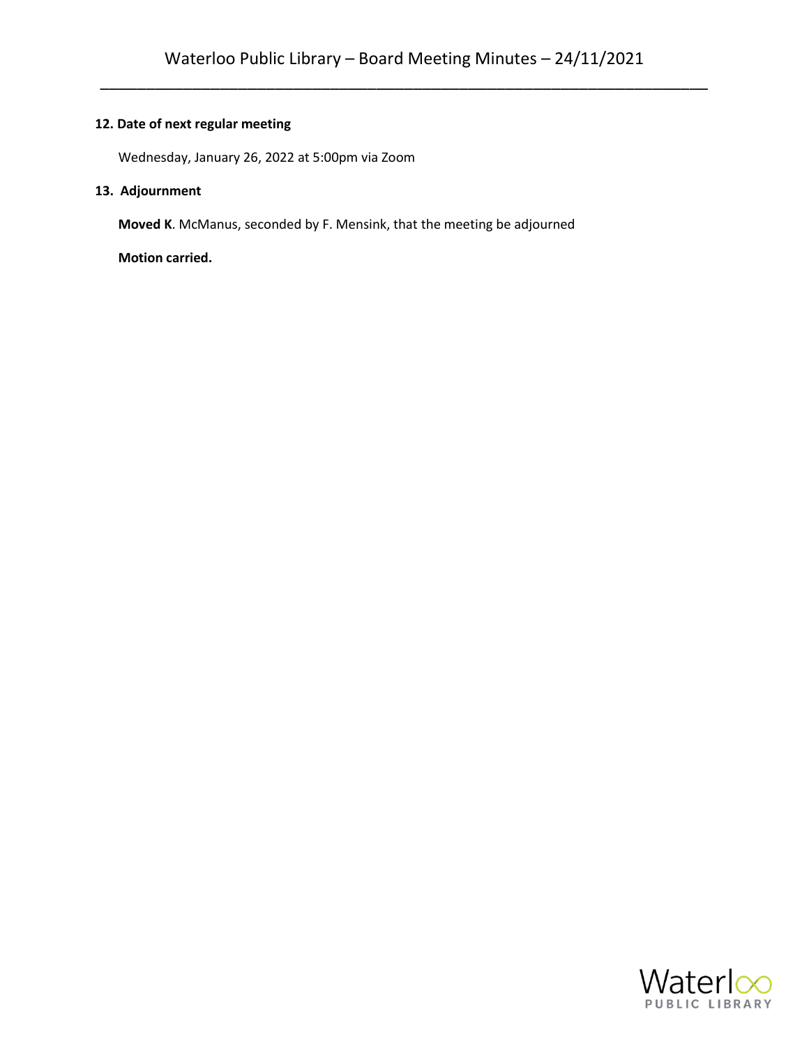**12. Date of next regular meeting**

Wednesday, January 26, 2022 at 5:00pm via Zoom

**13. Adjournment**

**Moved K**. McManus, seconded by F. Mensink, that the meeting be adjourned

**Motion carried.**